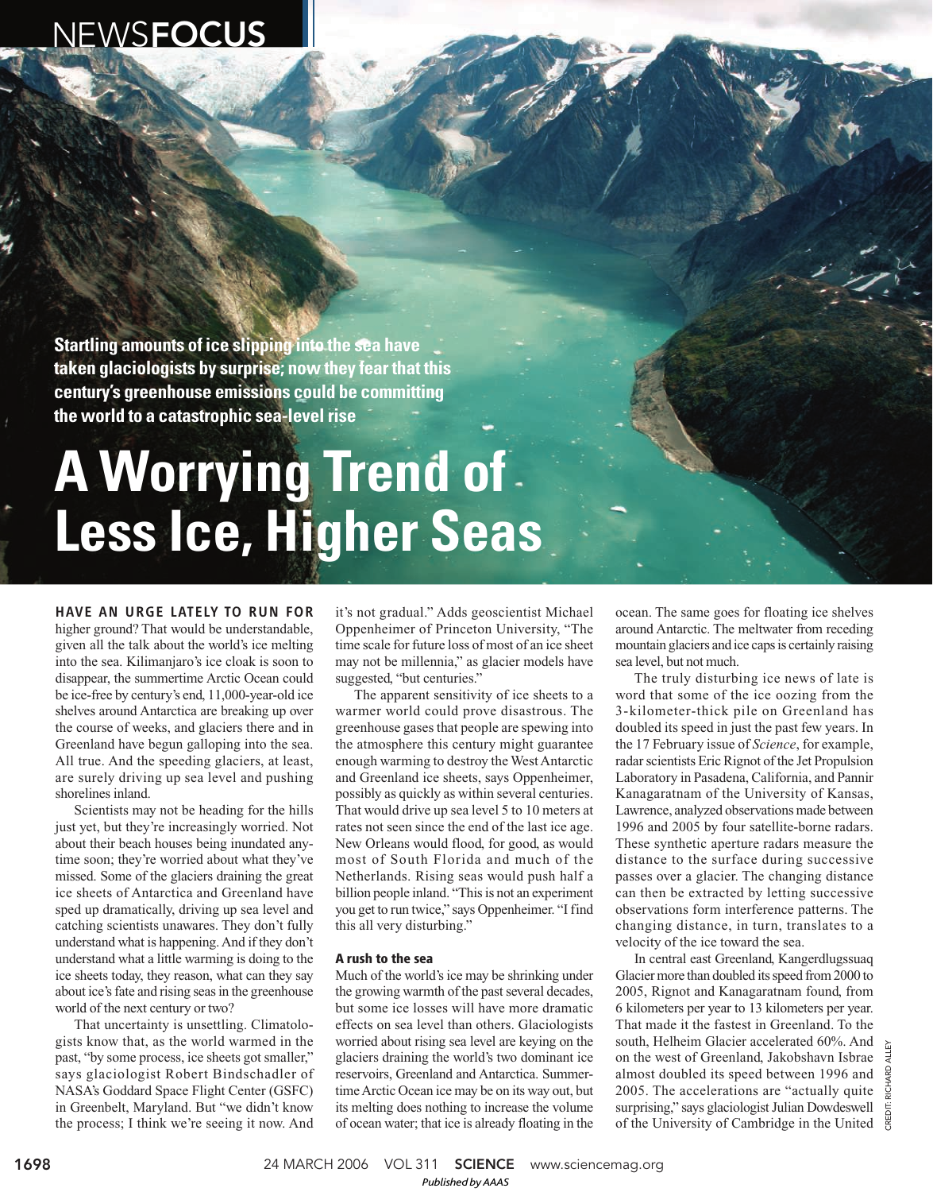NEWS**FOCUS**

**Startling amounts of ice slipping into the sea have taken glaciologists by surprise; now they fear that this century's greenhouse emissions could be committing the world to a catastrophic sea-level rise**

# A Worrying Trend of Less Ice, Higher Seas

**HAVE AN URGE LATELY TO RUN FOR** higher ground? That would be understandable, given all the talk about the world's ice melting into the sea. Kilimanjaro's ice cloak is soon to disappear, the summertime Arctic Ocean could be ice-free by century's end, 11,000-year-old ice shelves around Antarctica are breaking up over the course of weeks, and glaciers there and in Greenland have begun galloping into the sea. All true. And the speeding glaciers, at least, are surely driving up sea level and pushing shorelines inland.

Scientists may not be heading for the hills just yet, but they're increasingly worried. Not about their beach houses being inundated anytime soon; they're worried about what they've missed. Some of the glaciers draining the great ice sheets of Antarctica and Greenland have sped up dramatically, driving up sea level and catching scientists unawares. They don't fully understand what is happening. And if they don't understand what a little warming is doing to the ice sheets today, they reason, what can they say about ice's fate and rising seas in the greenhouse world of the next century or two?

That uncertainty is unsettling. Climatologists know that, as the world warmed in the past, "by some process, ice sheets got smaller," says glaciologist Robert Bindschadler of NASA's Goddard Space Flight Center (GSFC) in Greenbelt, Maryland. But "we didn't know the process; I think we're seeing it now. And it's not gradual." Adds geoscientist Michael Oppenheimer of Princeton University, "The time scale for future loss of most of an ice sheet may not be millennia," as glacier models have suggested, "but centuries."

The apparent sensitivity of ice sheets to a warmer world could prove disastrous. The greenhouse gases that people are spewing into the atmosphere this century might guarantee enough warming to destroy the West Antarctic and Greenland ice sheets, says Oppenheimer, possibly as quickly as within several centuries. That would drive up sea level 5 to 10 meters at rates not seen since the end of the last ice age. New Orleans would flood, for good, as would most of South Florida and much of the Netherlands. Rising seas would push half a billion people inland. "This is not an experiment you get to run twice," says Oppenheimer. "I find this all very disturbing."

### A rush to the sea

Much of the world's ice may be shrinking under the growing warmth of the past several decades, but some ice losses will have more dramatic effects on sea level than others. Glaciologists worried about rising sea level are keying on the glaciers draining the world's two dominant ice reservoirs, Greenland and Antarctica. Summertime Arctic Ocean ice may be on its way out, but its melting does nothing to increase the volume of ocean water; that ice is already floating in the ocean. The same goes for floating ice shelves around Antarctic. The meltwater from receding mountain glaciers and ice caps is certainly raising sea level, but not much.

The truly disturbing ice news of late is word that some of the ice oozing from the 3-kilometer-thick pile on Greenland has doubled its speed in just the past few years. In the 17 February issue of *Science*, for example, radar scientists Eric Rignot of the Jet Propulsion Laboratory in Pasadena, California, and Pannir Kanagaratnam of the University of Kansas, Lawrence, analyzed observations made between 1996 and 2005 by four satellite-borne radars. These synthetic aperture radars measure the distance to the surface during successive passes over a glacier. The changing distance can then be extracted by letting successive observations form interference patterns. The changing distance, in turn, translates to a velocity of the ice toward the sea.

In central east Greenland, Kangerdlugssuaq Glacier more than doubled its speed from 2000 to 2005, Rignot and Kanagaratnam found, from 6 kilometers per year to 13 kilometers per year. That made it the fastest in Greenland. To the south, Helheim Glacier accelerated 60%. And on the west of Greenland, Jakobshavn Isbrae almost doubled its speed between 1996 and 2005. The accelerations are "actually quite surprising," says glaciologist Julian Dowdeswell of the University of Cambridge in the United

CREDIT: RICHARD ALLEY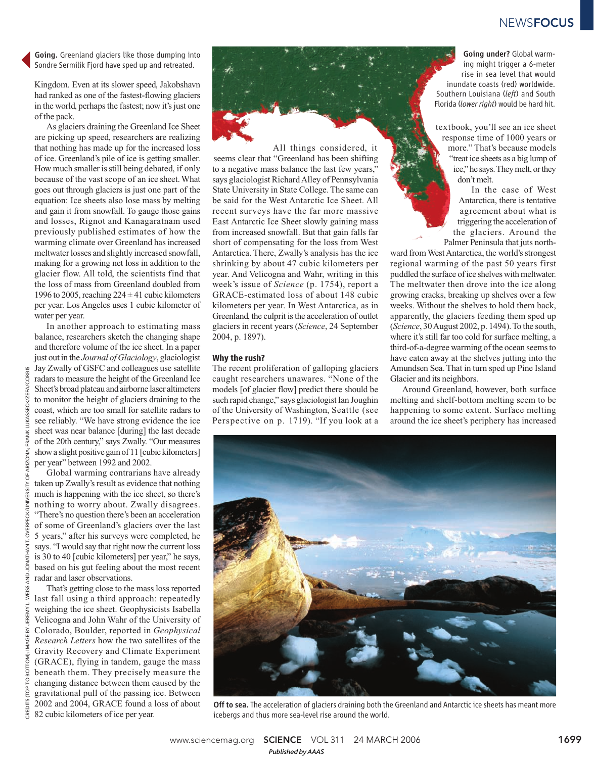**Going.** Greenland glaciers like those dumping into Sondre Sermilik Fjord have sped up and retreated.

Kingdom. Even at its slower speed, Jakobshavn had ranked as one of the fastest-flowing glaciers in the world, perhaps the fastest; now it's just one of the pack.

As glaciers draining the Greenland Ice Sheet are picking up speed, researchers are realizing that nothing has made up for the increased loss of ice. Greenland's pile of ice is getting smaller. How much smaller is still being debated, if only because of the vast scope of an ice sheet. What goes out through glaciers is just one part of the equation: Ice sheets also lose mass by melting and gain it from snowfall. To gauge those gains and losses, Rignot and Kanagaratnam used previously published estimates of how the warming climate over Greenland has increased meltwater losses and slightly increased snowfall, making for a growing net loss in addition to the glacier flow. All told, the scientists find that the loss of mass from Greenland doubled from 1996 to 2005, reaching 224 ± 41 cubic kilometers per year. Los Angeles uses 1 cubic kilometer of water per year.

In another approach to estimating mass balance, researchers sketch the changing shape and therefore volume of the ice sheet. In a paper just out in the *Journal of Glaciology*, glaciologist Jay Zwally of GSFC and colleagues use satellite radars to measure the height of the Greenland Ice Sheet's broad plateau and airborne laser altimeters to monitor the height of glaciers draining to the coast, which are too small for satellite radars to see reliably. "We have strong evidence the ice sheet was near balance [during] the last decade of the 20th century," says Zwally. "Our measures show a slight positive gain of 11 [cubic kilometers] per year" between 1992 and 2002.

Global warming contrarians have already taken up Zwally's result as evidence that nothing much is happening with the ice sheet, so there's nothing to worry about. Zwally disagrees. "There's no question there's been an acceleration of some of Greenland's glaciers over the last 5 years," after his surveys were completed, he says. "I would say that right now the current loss is 30 to 40 [cubic kilometers] per year," he says, based on his gut feeling about the most recent radar and laser observations.

That's getting close to the mass loss reported last fall using a third approach: repeatedly weighing the ice sheet. Geophysicists Isabella Velicogna and John Wahr of the University of Colorado, Boulder, reported in *Geophysical Research Letters* how the two satellites of the Gravity Recovery and Climate Experiment (GRACE), flying in tandem, gauge the mass beneath them. They precisely measure the changing distance between them caused by the gravitational pull of the passing ice. Between 2002 and 2004, GRACE found a loss of about 82 cubic kilometers of ice per year.

**Going under?** Global warming might trigger a 6-meter rise in sea level that would inundate coasts (red) worldwide. Southern Louisiana (*left*) and South Florida (*lower right*) would be hard hit.

All things considered, it seems clear that "Greenland has been shifting to a negative mass balance the last few years," says glaciologist Richard Alley of Pennsylvania State University in State College. The same can be said for the West Antarctic Ice Sheet. All recent surveys have the far more massive East Antarctic Ice Sheet slowly gaining mass from increased snowfall. But that gain falls far short of compensating for the loss from West Antarctica. There, Zwally's analysis has the ice shrinking by about 47 cubic kilometers per year. And Velicogna and Wahr, writing in this week's issue of *Science* (p. 1754), report a GRACE-estimated loss of about 148 cubic kilometers per year. In West Antarctica, as in Greenland, the culprit is the acceleration of outlet glaciers in recent years (*Science*, 24 September 2004, p. 1897).

## Why the rush?

The recent proliferation of galloping glaciers caught researchers unawares. "None of the models [of glacier flow] predict there should be such rapid change," says glaciologist Ian Joughin of the University of Washington, Seattle (see Perspective on p. 1719). "If you look at a textbook, you'll see an ice sheet response time of 1000 years or more." That's because models "treat ice sheets as a big lump of ice," he says. They melt, or they don't melt.

In the case of West Antarctica, there is tentative agreement about what is triggering the acceleration of the glaciers. Around the Palmer Peninsula that juts northward from West Antarctica, the world's strongest regional warming of the past 50 years first puddled the surface of ice shelves with meltwater. The meltwater then drove into the ice along growing cracks, breaking up shelves over a few weeks. Without the shelves to hold them back, apparently, the glaciers feeding them sped up (*Science*, 30 August 2002, p. 1494). To the south, where it's still far too cold for surface melting, a third-of-a-degree warming of the ocean seems to have eaten away at the shelves jutting into the Amundsen Sea. That in turn sped up Pine Island Glacier and its neighbors.

Around Greenland, however, both surface melting and shelf-bottom melting seem to be happening to some extent. Surface melting around the ice sheet's periphery has increased

**Off to sea.** The acceleration of glaciers draining both the Greenland and Antarctic ice sheets has meant more icebergs and thus more sea-level rise around the world.

CREDITS (TOP TO BOTTOM): IMAGE BY JEREMY L. WEISS AND JONATHAN T. OVERPECK/UNIVERSITY OF ARIZONA; FRANK LUKASSECK/ZEFA/CORBIS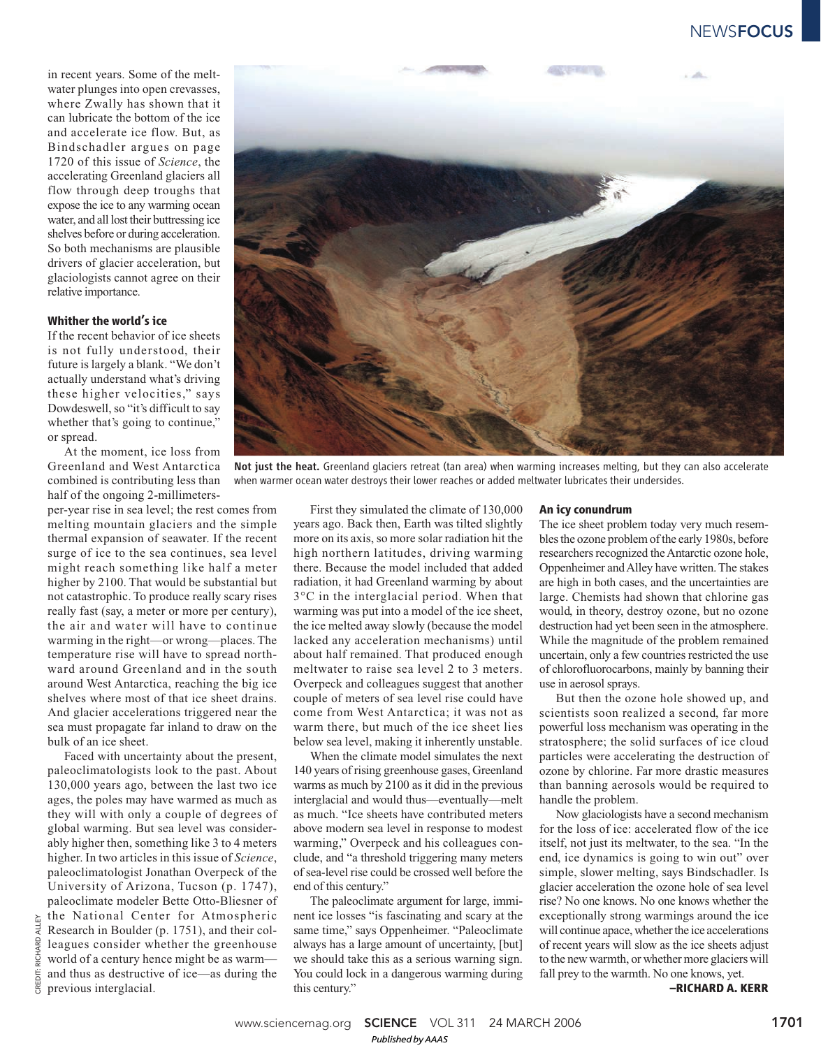in recent years. Some of the meltwater plunges into open crevasses, where Zwally has shown that it can lubricate the bottom of the ice and accelerate ice flow. But, as Bindschadler argues on page 1720 of this issue of *Science*, the accelerating Greenland glaciers all flow through deep troughs that expose the ice to any warming ocean water, and all lost their buttressing ice shelves before or during acceleration. So both mechanisms are plausible drivers of glacier acceleration, but glaciologists cannot agree on their relative importance.

**Not just the heat.** Greenland glaciers retreat (tan area) when warming increases melting, but they can also accelerate when warmer ocean water destroys their lower reaches or added meltwater lubricates their undersides.

### Whither the world's ice

If the recent behavior of ice sheets is not fully understood, their future is largely a blank. "We don't actually understand what's driving these higher velocities," says Dowdeswell, so "it's difficult to say whether that's going to continue," or spread.

At the moment, ice loss from Greenland and West Antarctica combined is contributing less than half of the ongoing 2-millimeters-per-year rise in sea level; the rest comes from melting mountain glaciers and the simple thermal expansion of seawater. If the recent surge of ice to the sea continues, sea level might reach something like half a meter higher by 2100. That would be substantial but not catastrophic. To produce really scary rises really fast (say, a meter or more per century), the air and water will have to continue warming in the right—or wrong—places. The temperature rise will have to spread northward around Greenland and in the south around West Antarctica, reaching the big ice shelves where most of that ice sheet drains. And glacier accelerations triggered near the sea must propagate far inland to draw on the bulk of an ice sheet.

Faced with uncertainty about the present, paleoclimatologists look to the past. About 130,000 years ago, between the last two ice ages, the poles may have warmed as much as they will with only a couple of degrees of global warming. But sea level was considerably higher then, something like 3 to 4 meters higher. In two articles in this issue of *Science*, paleoclimatologist Jonathan Overpeck of the University of Arizona, Tucson (p. 1747), paleoclimate modeler Bette Otto-Bliesner of the National Center for Atmospheric Research in Boulder (p. 1751), and their colleagues consider whether the greenhouse world of a century hence might be as warm—and thus as destructive of ice—as during the previous interglacial.

First they simulated the climate of 130,000 years ago. Back then, Earth was tilted slightly more on its axis, so more solar radiation hit the high northern latitudes, driving warming there. Because the model included that added radiation, it had Greenland warming by about 3°C in the interglacial period. When that warming was put into a model of the ice sheet, the ice melted away slowly (because the model lacked any acceleration mechanisms) until about half remained. That produced enough meltwater to raise sea level 2 to 3 meters. Overpeck and colleagues suggest that another couple of meters of sea level rise could have come from West Antarctica; it was not as warm there, but much of the ice sheet lies below sea level, making it inherently unstable.

When the climate model simulates the next 140 years of rising greenhouse gases, Greenland warms as much by 2100 as it did in the previous interglacial and would thus—eventually—melt as much. "Ice sheets have contributed meters above modern sea level in response to modest warming," Overpeck and his colleagues conclude, and "a threshold triggering many meters of sea-level rise could be crossed well before the end of this century."

The paleoclimate argument for large, imminent ice losses "is fascinating and scary at the same time," says Oppenheimer. "Paleoclimate always has a large amount of uncertainty, [but] we should take this as a serious warning sign. You could lock in a dangerous warming during this century."

### An icy conundrum

The ice sheet problem today very much resembles the ozone problem of the early 1980s, before researchers recognized the Antarctic ozone hole, Oppenheimer and Alley have written. The stakes are high in both cases, and the uncertainties are large. Chemists had shown that chlorine gas would, in theory, destroy ozone, but no ozone destruction had yet been seen in the atmosphere. While the magnitude of the problem remained uncertain, only a few countries restricted the use of chlorofluorocarbons, mainly by banning their use in aerosol sprays.

But then the ozone hole showed up, and scientists soon realized a second, far more powerful loss mechanism was operating in the stratosphere; the solid surfaces of ice cloud particles were accelerating the destruction of ozone by chlorine. Far more drastic measures than banning aerosols would be required to handle the problem.

Now glaciologists have a second mechanism for the loss of ice: accelerated flow of the ice itself, not just its meltwater, to the sea. "In the end, ice dynamics is going to win out" over simple, slower melting, says Bindschadler. Is glacier acceleration the ozone hole of sea level rise? No one knows. No one knows whether the exceptionally strong warmings around the ice will continue apace, whether the ice accelerations of recent years will slow as the ice sheets adjust to the new warmth, or whether more glaciers will fall prey to the warmth. No one knows, yet.

**–RICHARD A. KERR**